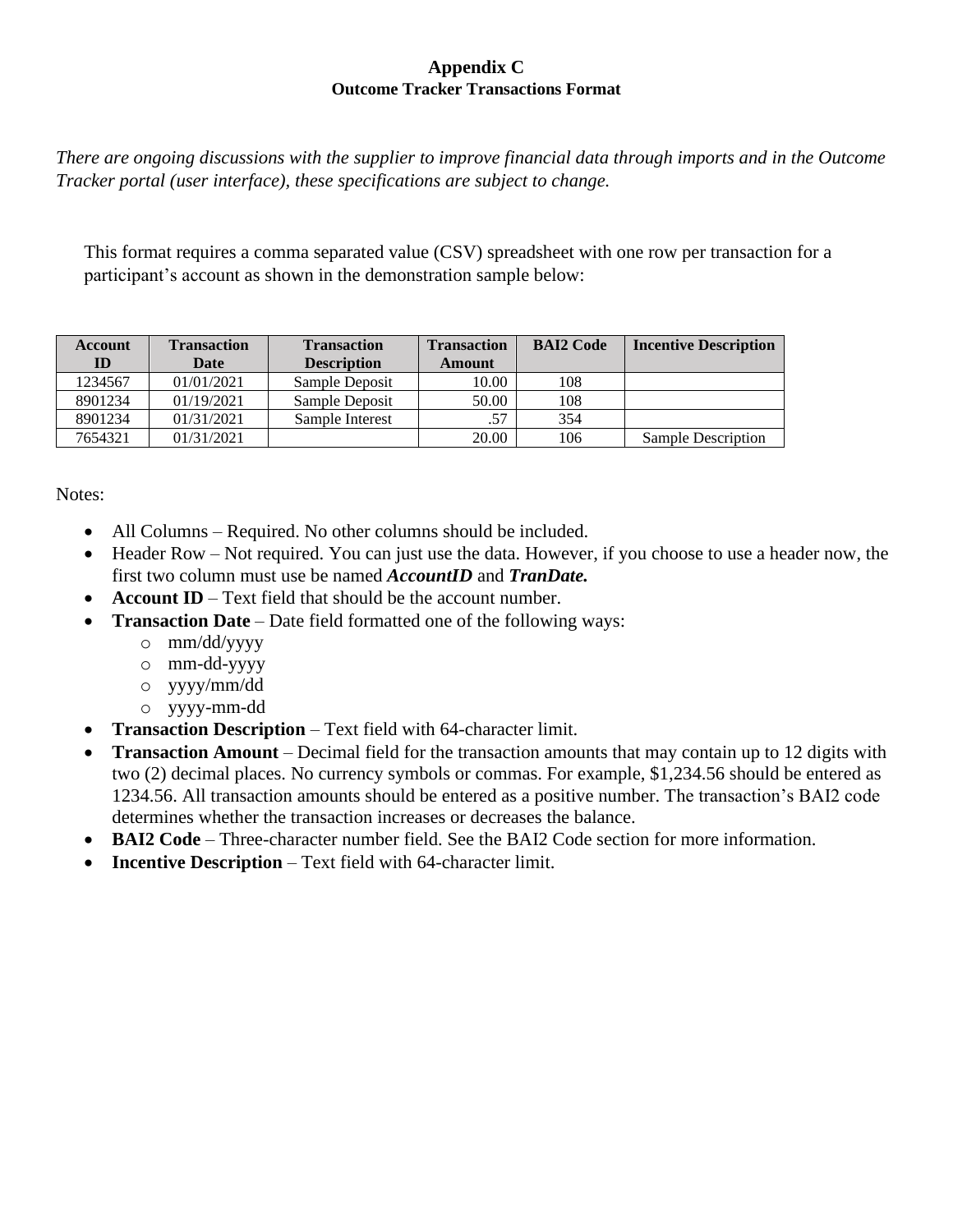# Appendix C

## Outcome Tracker Transactions Format

*There are ongoing discussions with the supplier to improve financial data through imports and in the Outcome Tracker portal (user interface), these specifications are subject to change.*

This format requires a comma separated value (CSV) spreadsheet with one row per transaction for a participant's account as shown in the demonstration sample below:

| Account ID | Transaction Date | Transaction Description | Transaction Amount | BAI2 Code | Incentive Description |
|---|---|---|---|---|---|
| 1234567 | 01/01/2021 | Sample Deposit | 10.00 | 108 | |
| 8901234 | 01/19/2021 | Sample Deposit | 50.00 | 108 | |
| 8901234 | 01/31/2021 | Sample Interest | .57 | 354 | |
| 7654321 | 01/31/2021 | | 20.00 | 106 | Sample Description |

Notes:

- All Columns – Required. No other columns should be included.
- Header Row – Not required. You can just use the data. However, if you choose to use a header now, the first two column must use be named ***AccountID*** and ***TranDate.***
- **Account ID** – Text field that should be the account number.
- **Transaction Date** – Date field formatted one of the following ways:
  - mm/dd/yyyy
  - mm-dd-yyyy
  - yyyy/mm/dd
  - yyyy-mm-dd
- **Transaction Description** – Text field with 64-character limit.
- **Transaction Amount** – Decimal field for the transaction amounts that may contain up to 12 digits with two (2) decimal places. No currency symbols or commas. For example, $1,234.56 should be entered as 1234.56. All transaction amounts should be entered as a positive number. The transaction's BAI2 code determines whether the transaction increases or decreases the balance.
- **BAI2 Code** – Three-character number field. See the BAI2 Code section for more information.
- **Incentive Description** – Text field with 64-character limit.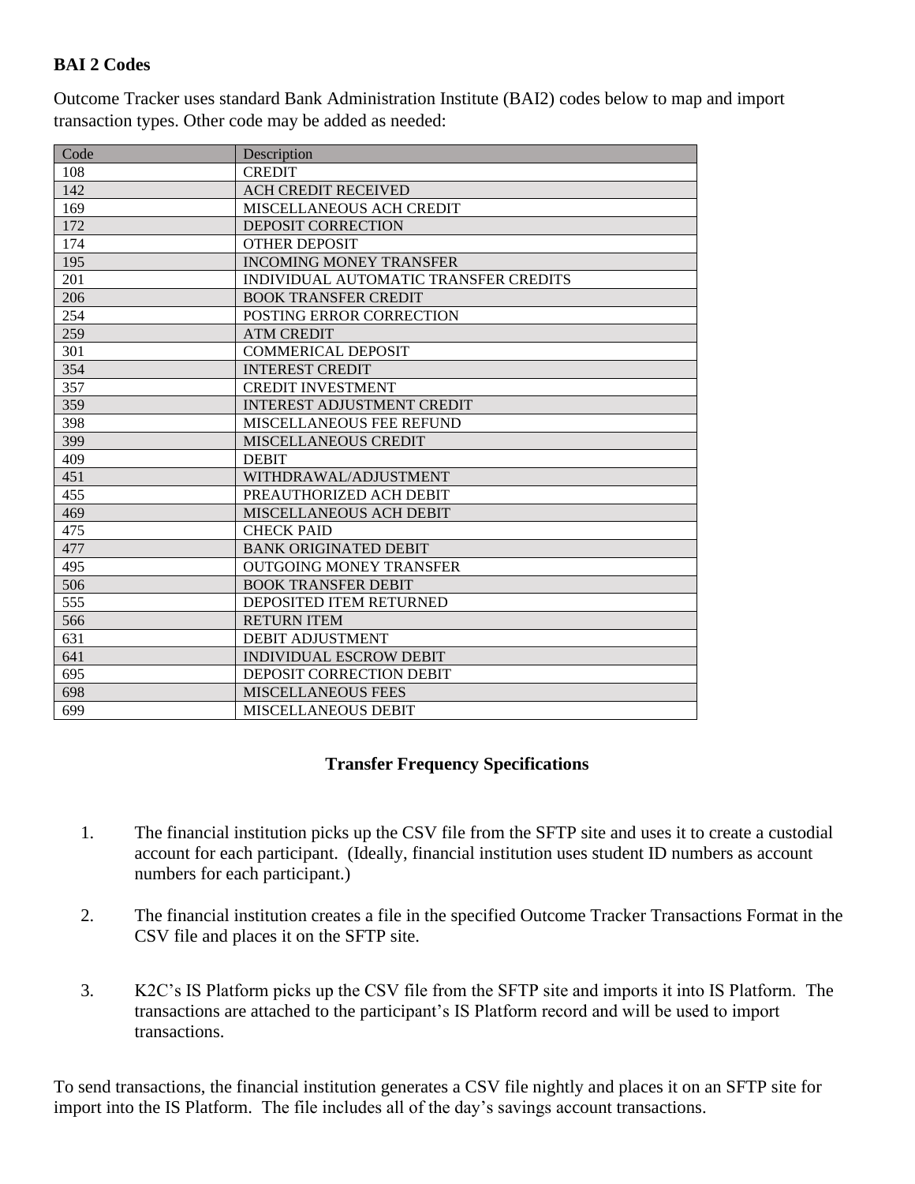**BAI 2 Codes**

Outcome Tracker uses standard Bank Administration Institute (BAI2) codes below to map and import transaction types. Other code may be added as needed:

| Code | Description |
|---|---|
| 108 | CREDIT |
| 142 | ACH CREDIT RECEIVED |
| 169 | MISCELLANEOUS ACH CREDIT |
| 172 | DEPOSIT CORRECTION |
| 174 | OTHER DEPOSIT |
| 195 | INCOMING MONEY TRANSFER |
| 201 | INDIVIDUAL AUTOMATIC TRANSFER CREDITS |
| 206 | BOOK TRANSFER CREDIT |
| 254 | POSTING ERROR CORRECTION |
| 259 | ATM CREDIT |
| 301 | COMMERICAL DEPOSIT |
| 354 | INTEREST CREDIT |
| 357 | CREDIT INVESTMENT |
| 359 | INTEREST ADJUSTMENT CREDIT |
| 398 | MISCELLANEOUS FEE REFUND |
| 399 | MISCELLANEOUS CREDIT |
| 409 | DEBIT |
| 451 | WITHDRAWAL/ADJUSTMENT |
| 455 | PREAUTHORIZED ACH DEBIT |
| 469 | MISCELLANEOUS ACH DEBIT |
| 475 | CHECK PAID |
| 477 | BANK ORIGINATED DEBIT |
| 495 | OUTGOING MONEY TRANSFER |
| 506 | BOOK TRANSFER DEBIT |
| 555 | DEPOSITED ITEM RETURNED |
| 566 | RETURN ITEM |
| 631 | DEBIT ADJUSTMENT |
| 641 | INDIVIDUAL ESCROW DEBIT |
| 695 | DEPOSIT CORRECTION DEBIT |
| 698 | MISCELLANEOUS FEES |
| 699 | MISCELLANEOUS DEBIT |

**Transfer Frequency Specifications**

1. The financial institution picks up the CSV file from the SFTP site and uses it to create a custodial account for each participant. (Ideally, financial institution uses student ID numbers as account numbers for each participant.)

2. The financial institution creates a file in the specified Outcome Tracker Transactions Format in the CSV file and places it on the SFTP site.

3. K2C's IS Platform picks up the CSV file from the SFTP site and imports it into IS Platform. The transactions are attached to the participant's IS Platform record and will be used to import transactions.

To send transactions, the financial institution generates a CSV file nightly and places it on an SFTP site for import into the IS Platform. The file includes all of the day's savings account transactions.